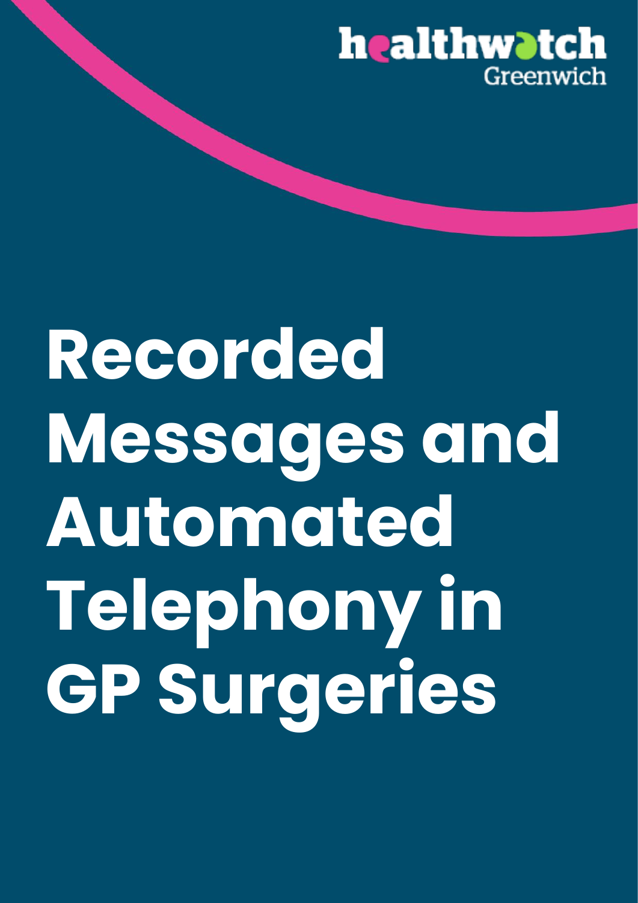healthwatch Greenwich

# Recorded Messages and Automated Telephony in GP Surgeries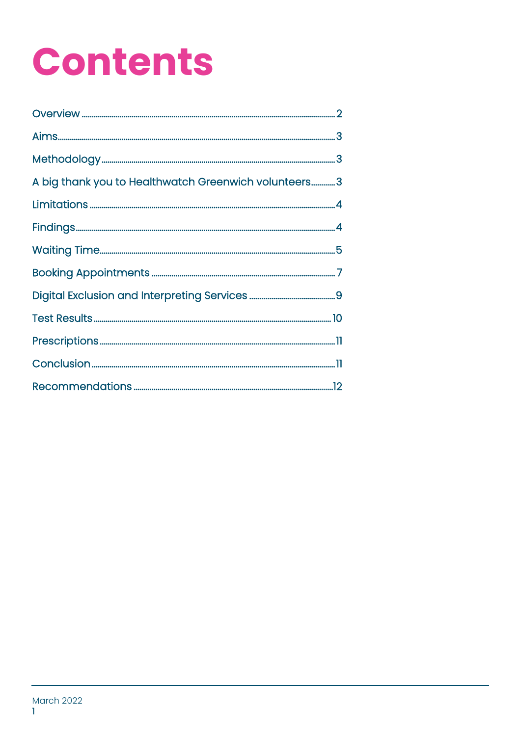# Contents

- Overview ........ 2
- Aims ........ 3
- Methodology ........ 3
- A big thank you to Healthwatch Greenwich volunteers ........ 3
- Limitations ........ 4
- Findings ........ 4
- Waiting Time ........ 5
- Booking Appointments ........ 7
- Digital Exclusion and Interpreting Services ........ 9
- Test Results ........ 10
- Prescriptions ........ 11
- Conclusion ........ 11
- Recommendations ........ 12

March 2022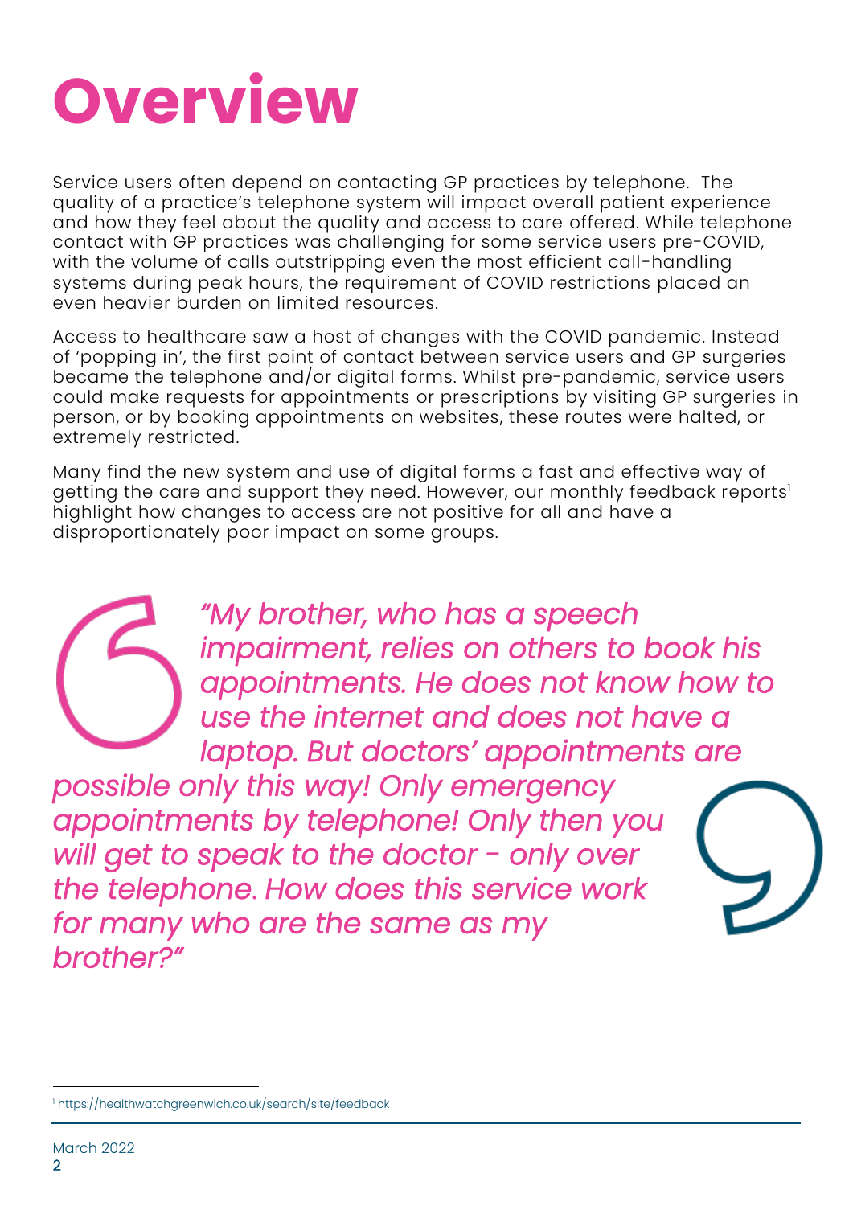# Overview

Service users often depend on contacting GP practices by telephone. The quality of a practice's telephone system will impact overall patient experience and how they feel about the quality and access to care offered. While telephone contact with GP practices was challenging for some service users pre-COVID, with the volume of calls outstripping even the most efficient call-handling systems during peak hours, the requirement of COVID restrictions placed an even heavier burden on limited resources.

Access to healthcare saw a host of changes with the COVID pandemic. Instead of 'popping in', the first point of contact between service users and GP surgeries became the telephone and/or digital forms. Whilst pre-pandemic, service users could make requests for appointments or prescriptions by visiting GP surgeries in person, or by booking appointments on websites, these routes were halted, or extremely restricted.

Many find the new system and use of digital forms a fast and effective way of getting the care and support they need. However, our monthly feedback reports[1] highlight how changes to access are not positive for all and have a disproportionately poor impact on some groups.

> *"My brother, who has a speech impairment, relies on others to book his appointments. He does not know how to use the internet and does not have a laptop. But doctors' appointments are possible only this way! Only emergency appointments by telephone! Only then you will get to speak to the doctor - only over the telephone. How does this service work for many who are the same as my brother?"*

[1] https://healthwatchgreenwich.co.uk/search/site/feedback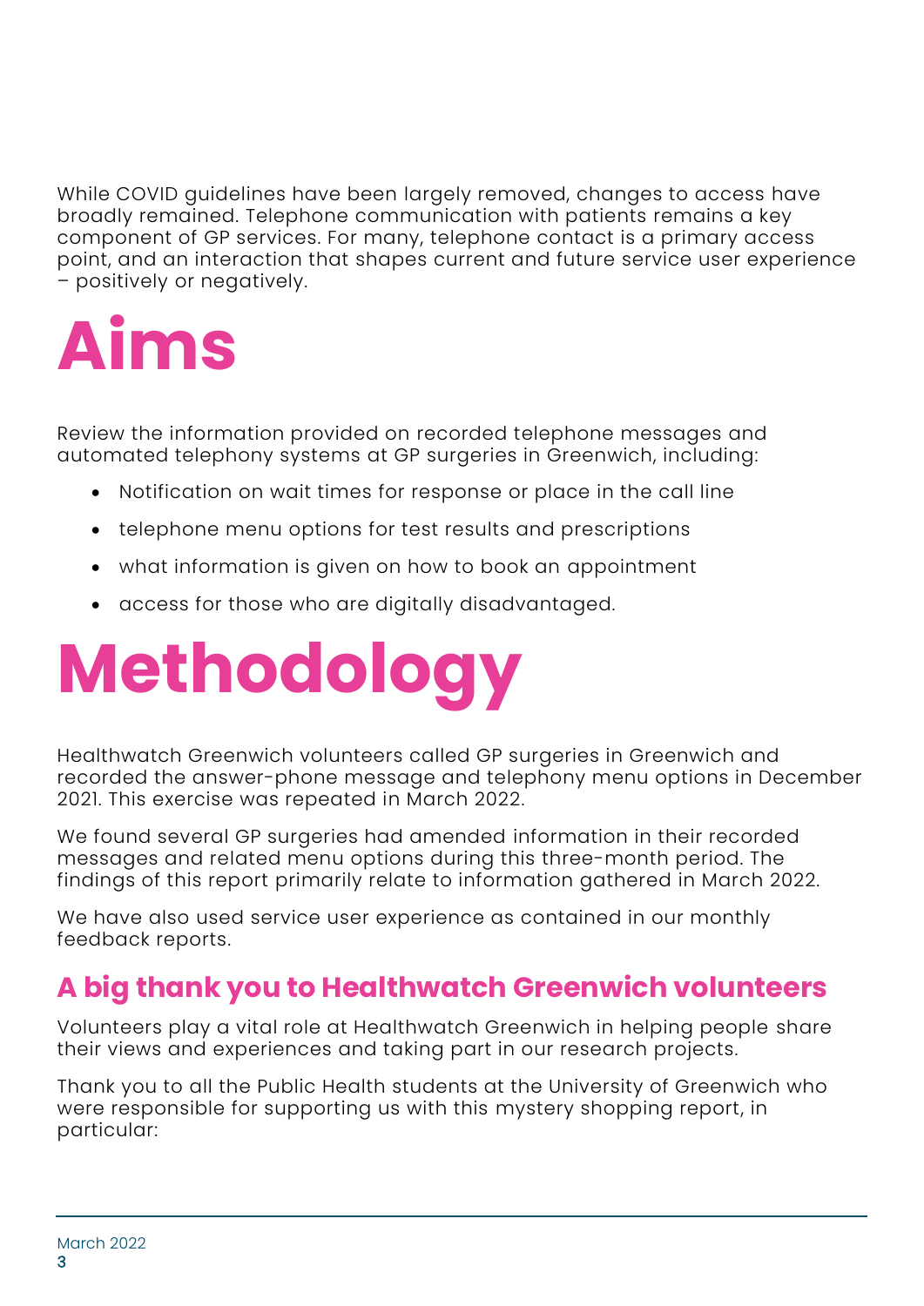While COVID guidelines have been largely removed, changes to access have broadly remained. Telephone communication with patients remains a key component of GP services. For many, telephone contact is a primary access point, and an interaction that shapes current and future service user experience – positively or negatively.

# Aims

Review the information provided on recorded telephone messages and automated telephony systems at GP surgeries in Greenwich, including:

- Notification on wait times for response or place in the call line
- telephone menu options for test results and prescriptions
- what information is given on how to book an appointment
- access for those who are digitally disadvantaged.

# Methodology

Healthwatch Greenwich volunteers called GP surgeries in Greenwich and recorded the answer-phone message and telephony menu options in December 2021. This exercise was repeated in March 2022.

We found several GP surgeries had amended information in their recorded messages and related menu options during this three-month period. The findings of this report primarily relate to information gathered in March 2022.

We have also used service user experience as contained in our monthly feedback reports.

## A big thank you to Healthwatch Greenwich volunteers

Volunteers play a vital role at Healthwatch Greenwich in helping people share their views and experiences and taking part in our research projects.

Thank you to all the Public Health students at the University of Greenwich who were responsible for supporting us with this mystery shopping report, in particular: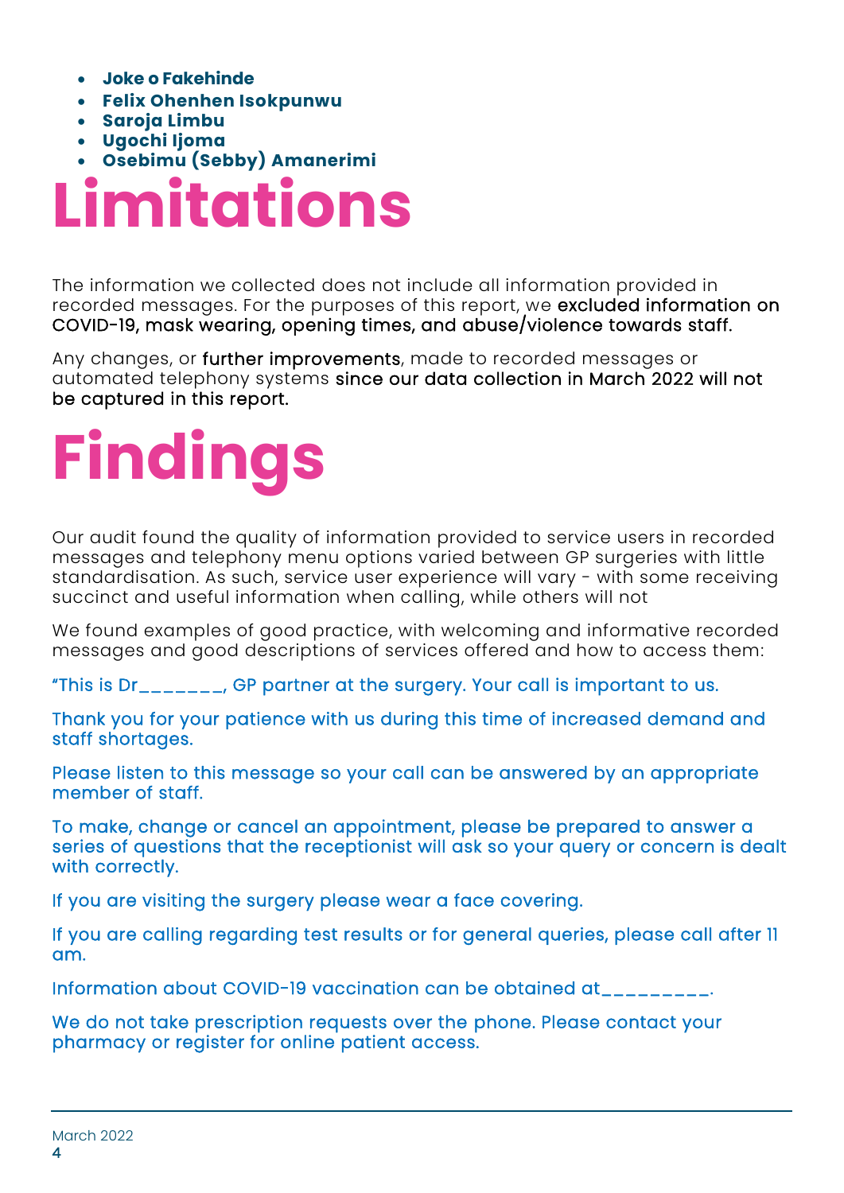- **Joke o Fakehinde**
- **Felix Ohenhen Isokpunwu**
- **Saroja Limbu**
- **Ugochi Ijoma**
- **Osebimu (Sebby) Amanerimi**

# Limitations

The information we collected does not include all information provided in recorded messages. For the purposes of this report, we excluded information on COVID-19, mask wearing, opening times, and abuse/violence towards staff.

Any changes, or further improvements, made to recorded messages or automated telephony systems since our data collection in March 2022 will not be captured in this report.

# Findings

Our audit found the quality of information provided to service users in recorded messages and telephony menu options varied between GP surgeries with little standardisation. As such, service user experience will vary - with some receiving succinct and useful information when calling, while others will not

We found examples of good practice, with welcoming and informative recorded messages and good descriptions of services offered and how to access them:

"This is Dr_______, GP partner at the surgery. Your call is important to us.

Thank you for your patience with us during this time of increased demand and staff shortages.

Please listen to this message so your call can be answered by an appropriate member of staff.

To make, change or cancel an appointment, please be prepared to answer a series of questions that the receptionist will ask so your query or concern is dealt with correctly.

If you are visiting the surgery please wear a face covering.

If you are calling regarding test results or for general queries, please call after 11 am.

Information about COVID-19 vaccination can be obtained at_________.

We do not take prescription requests over the phone. Please contact your pharmacy or register for online patient access.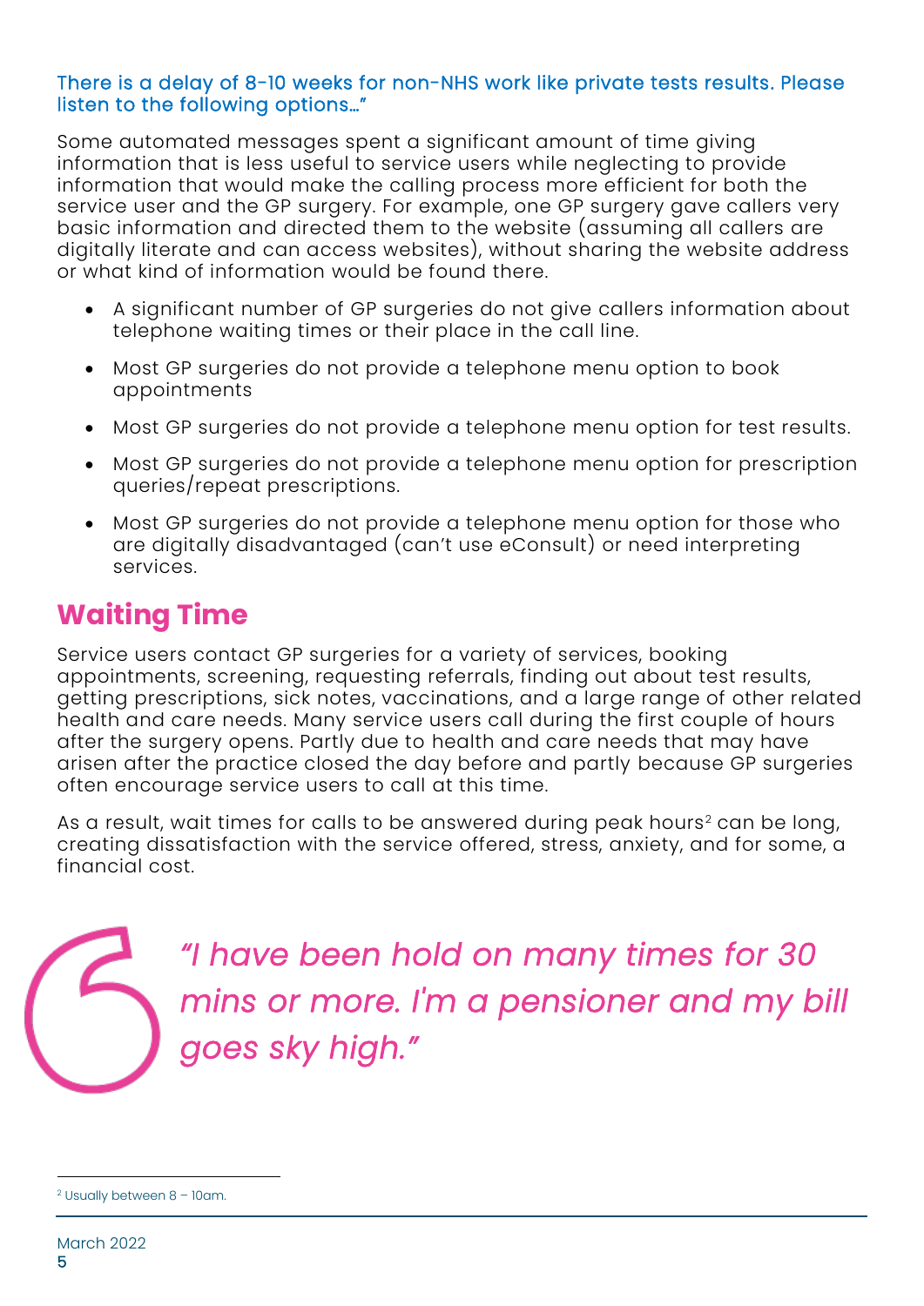There is a delay of 8-10 weeks for non-NHS work like private tests results. Please listen to the following options…"

Some automated messages spent a significant amount of time giving information that is less useful to service users while neglecting to provide information that would make the calling process more efficient for both the service user and the GP surgery. For example, one GP surgery gave callers very basic information and directed them to the website (assuming all callers are digitally literate and can access websites), without sharing the website address or what kind of information would be found there.

- A significant number of GP surgeries do not give callers information about telephone waiting times or their place in the call line.
- Most GP surgeries do not provide a telephone menu option to book appointments
- Most GP surgeries do not provide a telephone menu option for test results.
- Most GP surgeries do not provide a telephone menu option for prescription queries/repeat prescriptions.
- Most GP surgeries do not provide a telephone menu option for those who are digitally disadvantaged (can't use eConsult) or need interpreting services.

## Waiting Time

Service users contact GP surgeries for a variety of services, booking appointments, screening, requesting referrals, finding out about test results, getting prescriptions, sick notes, vaccinations, and a large range of other related health and care needs. Many service users call during the first couple of hours after the surgery opens. Partly due to health and care needs that may have arisen after the practice closed the day before and partly because GP surgeries often encourage service users to call at this time.

As a result, wait times for calls to be answered during peak hours[2] can be long, creating dissatisfaction with the service offered, stress, anxiety, and for some, a financial cost.

> *"I have been hold on many times for 30 mins or more. I'm a pensioner and my bill goes sky high."*

[2] Usually between 8 – 10am.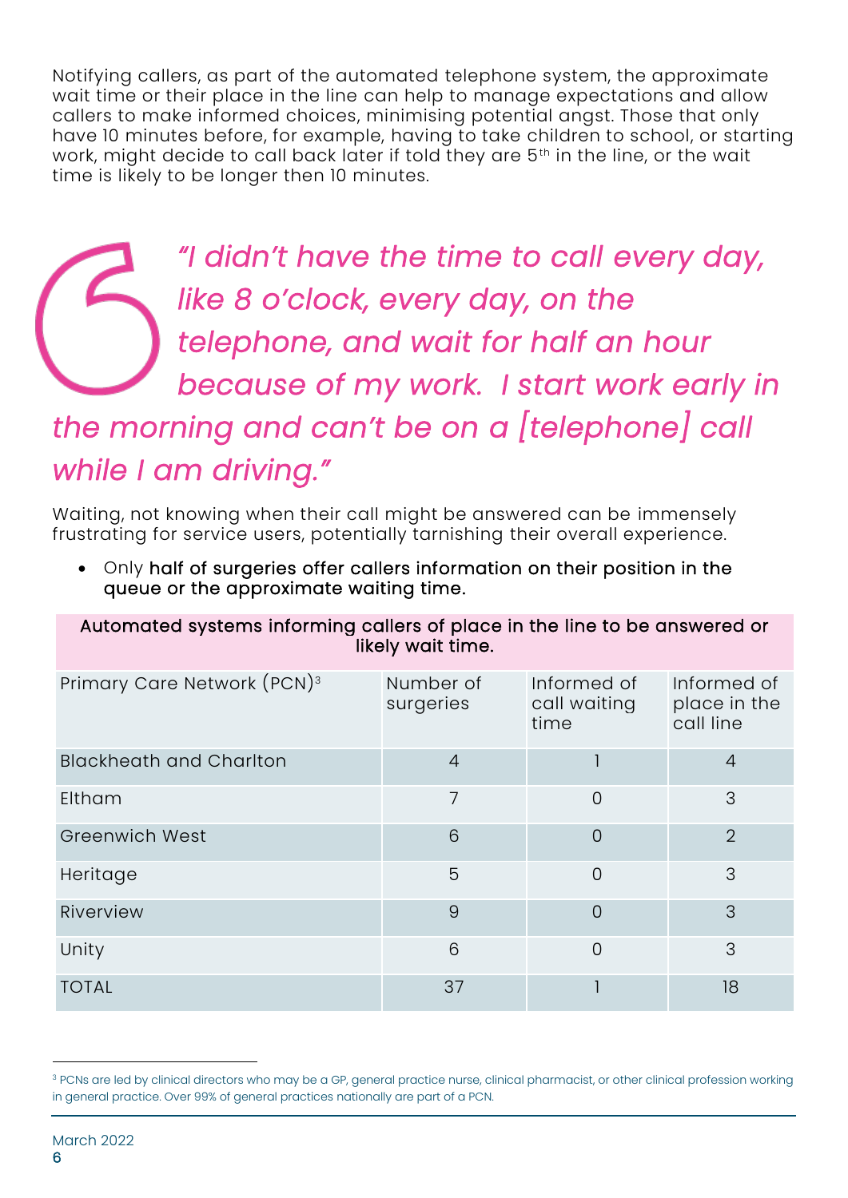Notifying callers, as part of the automated telephone system, the approximate wait time or their place in the line can help to manage expectations and allow callers to make informed choices, minimising potential angst. Those that only have 10 minutes before, for example, having to take children to school, or starting work, might decide to call back later if told they are 5th in the line, or the wait time is likely to be longer then 10 minutes.

> *"I didn't have the time to call every day, like 8 o'clock, every day, on the telephone, and wait for half an hour because of my work. I start work early in the morning and can't be on a [telephone] call while I am driving."*

Waiting, not knowing when their call might be answered can be immensely frustrating for service users, potentially tarnishing their overall experience.

- Only half of surgeries offer callers information on their position in the queue or the approximate waiting time.

**Automated systems informing callers of place in the line to be answered or likely wait time.**

| Primary Care Network (PCN)[3] | Number of surgeries | Informed of call waiting time | Informed of place in the call line |
|---|---|---|---|
| Blackheath and Charlton | 4 | 1 | 4 |
| Eltham | 7 | 0 | 3 |
| Greenwich West | 6 | 0 | 2 |
| Heritage | 5 | 0 | 3 |
| Riverview | 9 | 0 | 3 |
| Unity | 6 | 0 | 3 |
| TOTAL | 37 | 1 | 18 |

[3] PCNs are led by clinical directors who may be a GP, general practice nurse, clinical pharmacist, or other clinical profession working in general practice. Over 99% of general practices nationally are part of a PCN.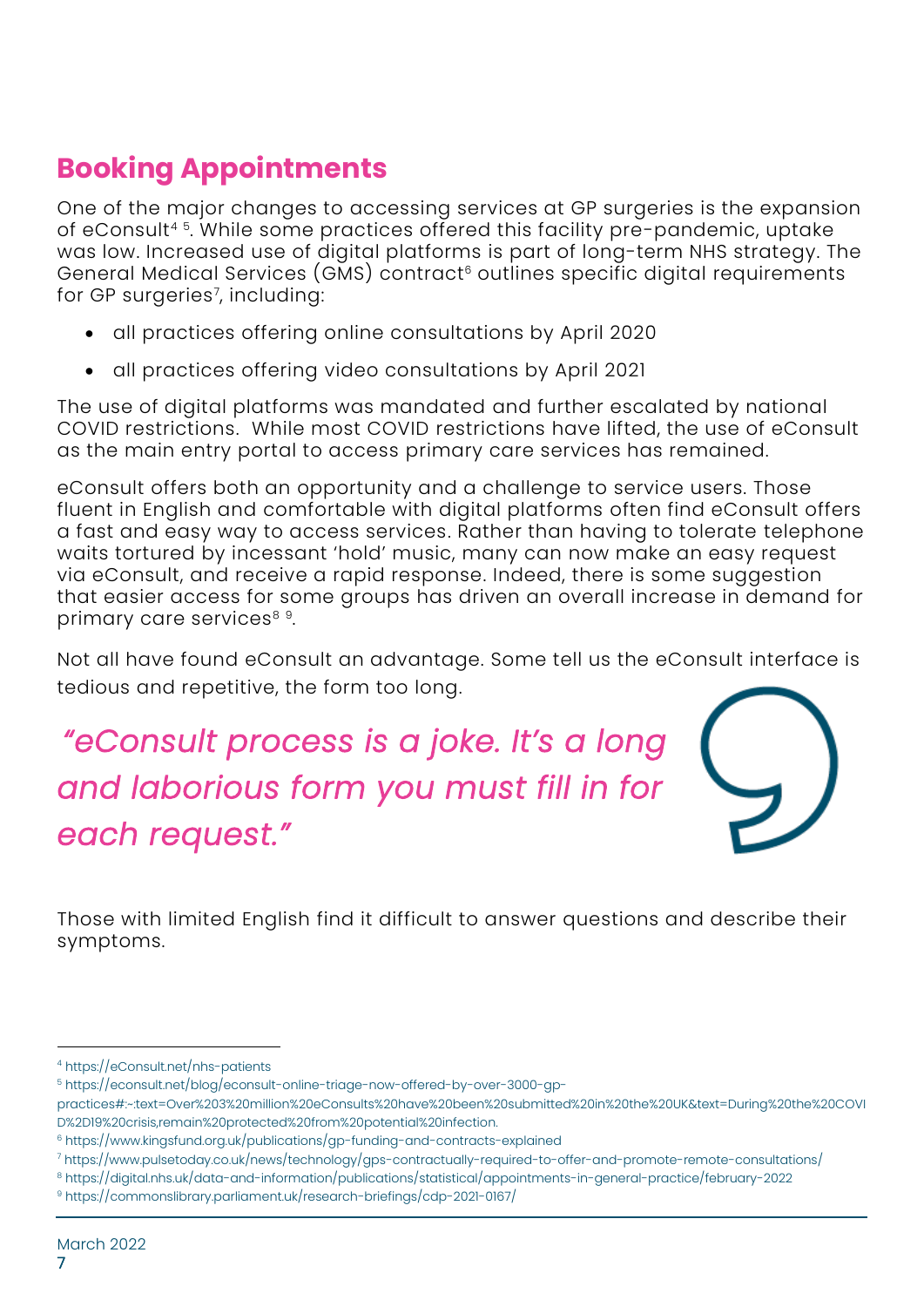## Booking Appointments

One of the major changes to accessing services at GP surgeries is the expansion of eConsult[4] [5]. While some practices offered this facility pre-pandemic, uptake was low. Increased use of digital platforms is part of long-term NHS strategy. The General Medical Services (GMS) contract[6] outlines specific digital requirements for GP surgeries[7], including:

- all practices offering online consultations by April 2020
- all practices offering video consultations by April 2021

The use of digital platforms was mandated and further escalated by national COVID restrictions. While most COVID restrictions have lifted, the use of eConsult as the main entry portal to access primary care services has remained.

eConsult offers both an opportunity and a challenge to service users. Those fluent in English and comfortable with digital platforms often find eConsult offers a fast and easy way to access services. Rather than having to tolerate telephone waits tortured by incessant 'hold' music, many can now make an easy request via eConsult, and receive a rapid response. Indeed, there is some suggestion that easier access for some groups has driven an overall increase in demand for primary care services[8] [9].

Not all have found eConsult an advantage. Some tell us the eConsult interface is tedious and repetitive, the form too long.

*"eConsult process is a joke. It's a long and laborious form you must fill in for each request."*

Those with limited English find it difficult to answer questions and describe their symptoms.

---

[4] https://eConsult.net/nhs-patients

[5] https://econsult.net/blog/econsult-online-triage-now-offered-by-over-3000-gp-practices#:~:text=Over%203%20million%20eConsults%20have%20been%20submitted%20in%20the%20UK&text=During%20the%20COVID%2D19%20crisis,remain%20protected%20from%20potential%20infection.

[6] https://www.kingsfund.org.uk/publications/gp-funding-and-contracts-explained

[7] https://www.pulsetoday.co.uk/news/technology/gps-contractually-required-to-offer-and-promote-remote-consultations/

[8] https://digital.nhs.uk/data-and-information/publications/statistical/appointments-in-general-practice/february-2022

[9] https://commonslibrary.parliament.uk/research-briefings/cdp-2021-0167/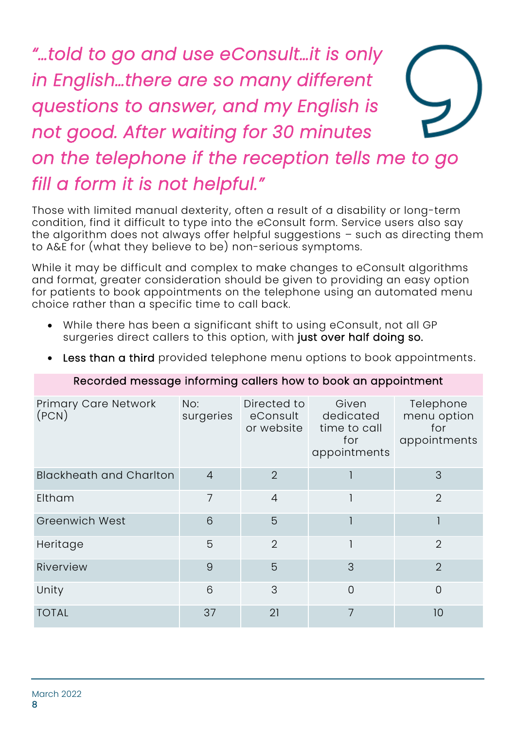*"...told to go and use eConsult...it is only in English...there are so many different questions to answer, and my English is not good. After waiting for 30 minutes on the telephone if the reception tells me to go fill a form it is not helpful."*

Those with limited manual dexterity, often a result of a disability or long-term condition, find it difficult to type into the eConsult form. Service users also say the algorithm does not always offer helpful suggestions – such as directing them to A&E for (what they believe to be) non-serious symptoms.

While it may be difficult and complex to make changes to eConsult algorithms and format, greater consideration should be given to providing an easy option for patients to book appointments on the telephone using an automated menu choice rather than a specific time to call back.

- While there has been a significant shift to using eConsult, not all GP surgeries direct callers to this option, with just over half doing so.
- Less than a third provided telephone menu options to book appointments.

**Recorded message informing callers how to book an appointment**

| Primary Care Network (PCN) | No: surgeries | Directed to eConsult or website | Given dedicated time to call for appointments | Telephone menu option for appointments |
|---|---|---|---|---|
| Blackheath and Charlton | 4 | 2 | 1 | 3 |
| Eltham | 7 | 4 | 1 | 2 |
| Greenwich West | 6 | 5 | 1 | 1 |
| Heritage | 5 | 2 | 1 | 2 |
| Riverview | 9 | 5 | 3 | 2 |
| Unity | 6 | 3 | 0 | 0 |
| TOTAL | 37 | 21 | 7 | 10 |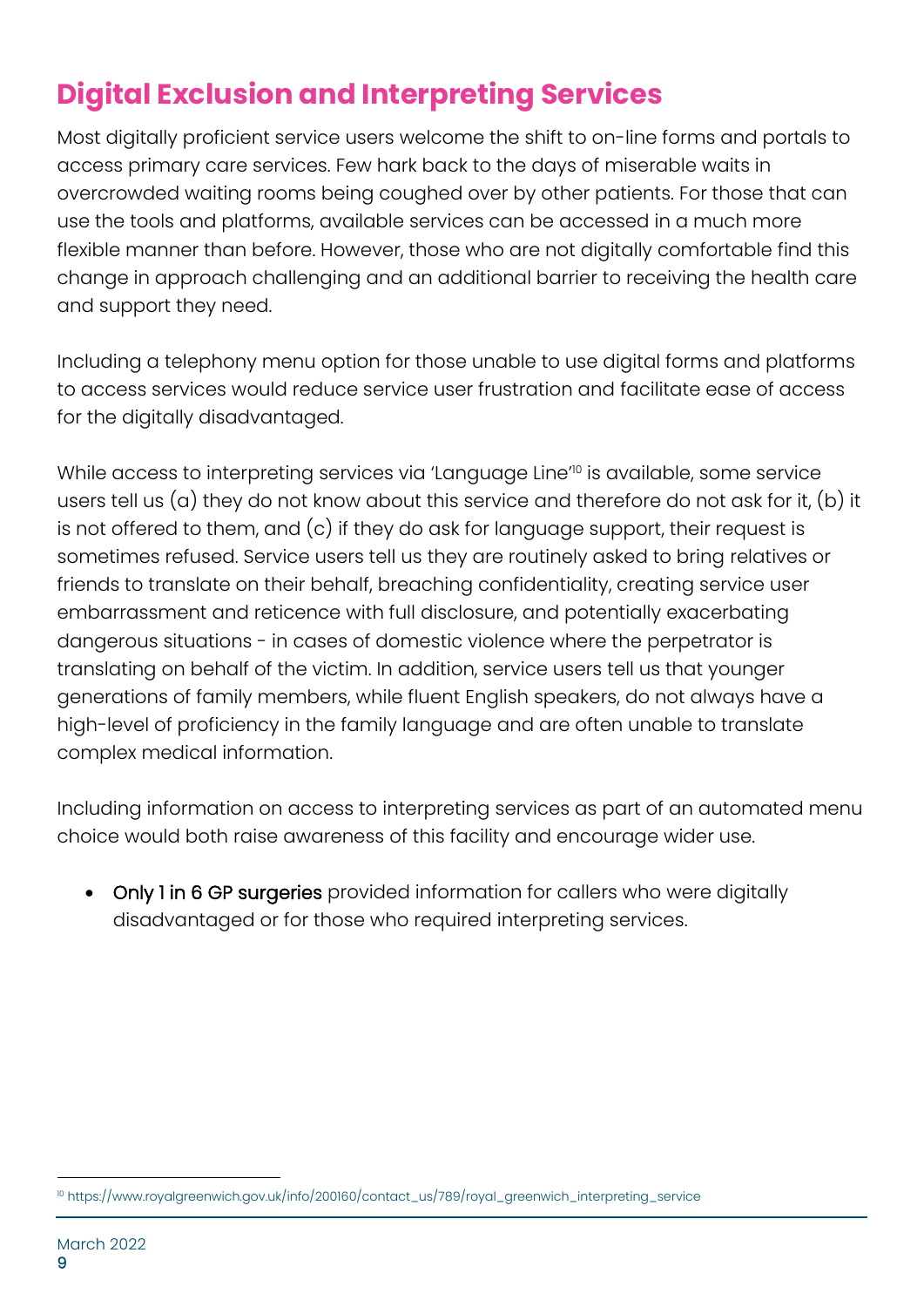## Digital Exclusion and Interpreting Services

Most digitally proficient service users welcome the shift to on-line forms and portals to access primary care services. Few hark back to the days of miserable waits in overcrowded waiting rooms being coughed over by other patients. For those that can use the tools and platforms, available services can be accessed in a much more flexible manner than before. However, those who are not digitally comfortable find this change in approach challenging and an additional barrier to receiving the health care and support they need.

Including a telephony menu option for those unable to use digital forms and platforms to access services would reduce service user frustration and facilitate ease of access for the digitally disadvantaged.

While access to interpreting services via 'Language Line'[10] is available, some service users tell us (a) they do not know about this service and therefore do not ask for it, (b) it is not offered to them, and (c) if they do ask for language support, their request is sometimes refused. Service users tell us they are routinely asked to bring relatives or friends to translate on their behalf, breaching confidentiality, creating service user embarrassment and reticence with full disclosure, and potentially exacerbating dangerous situations - in cases of domestic violence where the perpetrator is translating on behalf of the victim. In addition, service users tell us that younger generations of family members, while fluent English speakers, do not always have a high-level of proficiency in the family language and are often unable to translate complex medical information.

Including information on access to interpreting services as part of an automated menu choice would both raise awareness of this facility and encourage wider use.

- Only 1 in 6 GP surgeries provided information for callers who were digitally disadvantaged or for those who required interpreting services.

[10] https://www.royalgreenwich.gov.uk/info/200160/contact_us/789/royal_greenwich_interpreting_service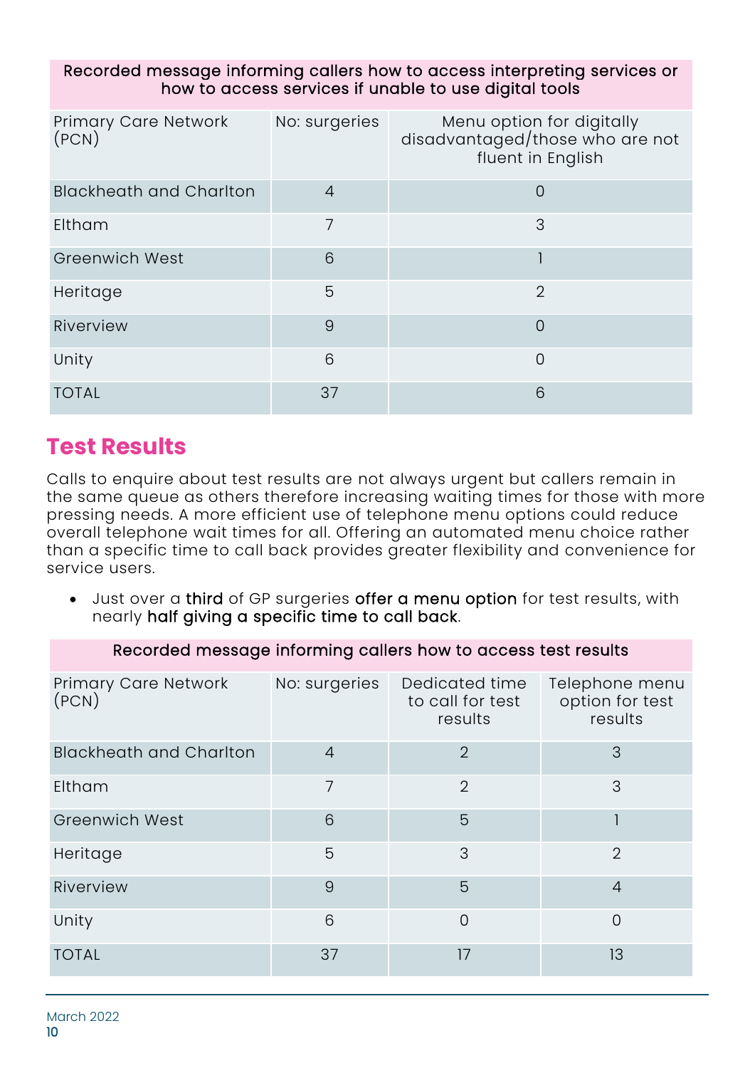| Recorded message informing callers how to access interpreting services or how to access services if unable to use digital tools | | |
|---|---|---|
| Primary Care Network (PCN) | No: surgeries | Menu option for digitally disadvantaged/those who are not fluent in English |
| Blackheath and Charlton | 4 | 0 |
| Eltham | 7 | 3 |
| Greenwich West | 6 | 1 |
| Heritage | 5 | 2 |
| Riverview | 9 | 0 |
| Unity | 6 | 0 |
| TOTAL | 37 | 6 |

## Test Results

Calls to enquire about test results are not always urgent but callers remain in the same queue as others therefore increasing waiting times for those with more pressing needs. A more efficient use of telephone menu options could reduce overall telephone wait times for all. Offering an automated menu choice rather than a specific time to call back provides greater flexibility and convenience for service users.

- Just over a **third** of GP surgeries **offer a menu option** for test results, with nearly **half giving a specific time to call back**.

| Recorded message informing callers how to access test results | | | |
|---|---|---|---|
| Primary Care Network (PCN) | No: surgeries | Dedicated time to call for test results | Telephone menu option for test results |
| Blackheath and Charlton | 4 | 2 | 3 |
| Eltham | 7 | 2 | 3 |
| Greenwich West | 6 | 5 | 1 |
| Heritage | 5 | 3 | 2 |
| Riverview | 9 | 5 | 4 |
| Unity | 6 | 0 | 0 |
| TOTAL | 37 | 17 | 13 |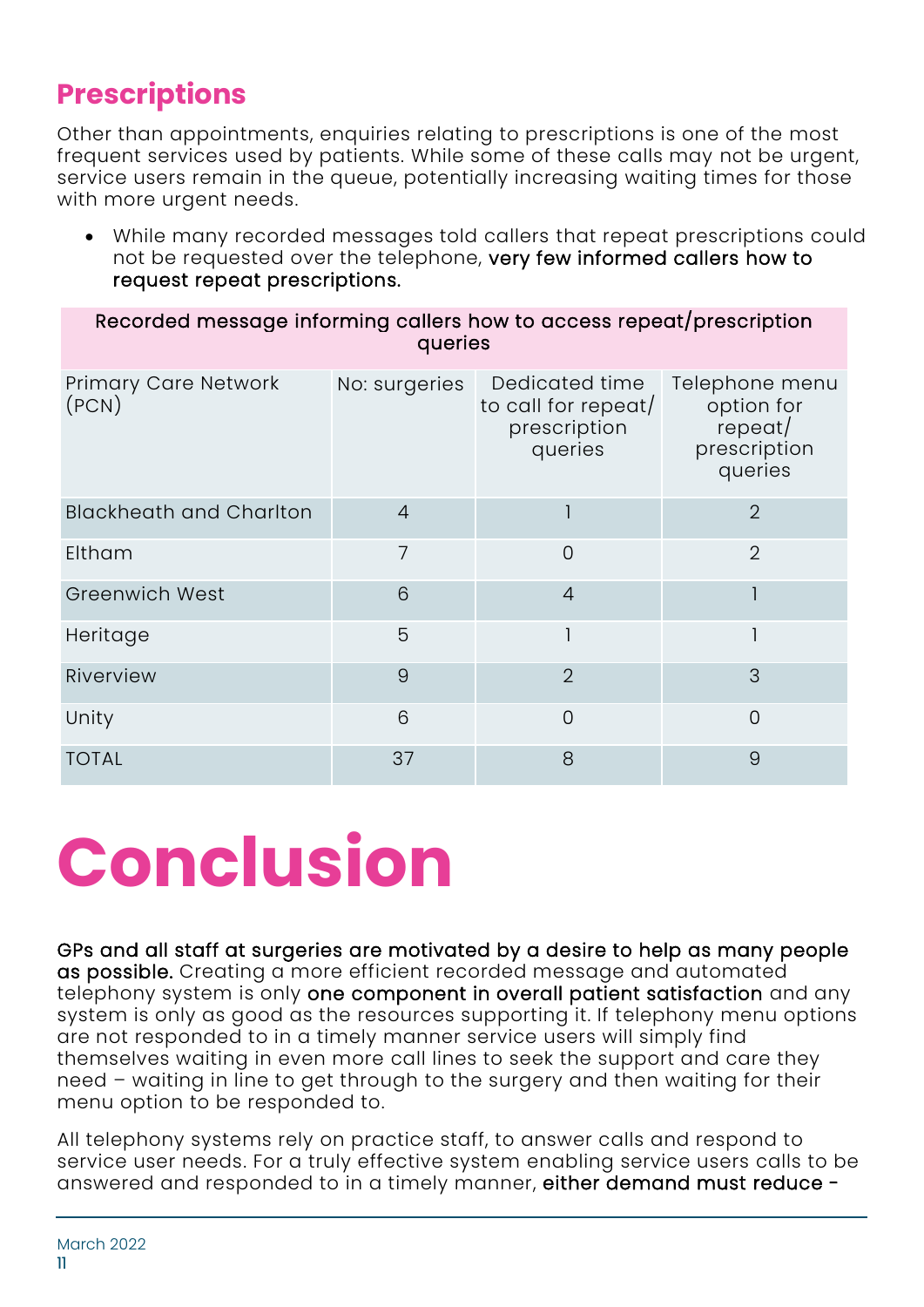## Prescriptions

Other than appointments, enquiries relating to prescriptions is one of the most frequent services used by patients. While some of these calls may not be urgent, service users remain in the queue, potentially increasing waiting times for those with more urgent needs.

- While many recorded messages told callers that repeat prescriptions could not be requested over the telephone, **very few informed callers how to request repeat prescriptions.**

| Recorded message informing callers how to access repeat/prescription queries | | | |
|---|---|---|---|
| Primary Care Network (PCN) | No: surgeries | Dedicated time to call for repeat/ prescription queries | Telephone menu option for repeat/ prescription queries |
| Blackheath and Charlton | 4 | 1 | 2 |
| Eltham | 7 | 0 | 2 |
| Greenwich West | 6 | 4 | 1 |
| Heritage | 5 | 1 | 1 |
| Riverview | 9 | 2 | 3 |
| Unity | 6 | 0 | 0 |
| TOTAL | 37 | 8 | 9 |

# Conclusion

**GPs and all staff at surgeries are motivated by a desire to help as many people as possible.** Creating a more efficient recorded message and automated telephony system is only **one component in overall patient satisfaction** and any system is only as good as the resources supporting it. If telephony menu options are not responded to in a timely manner service users will simply find themselves waiting in even more call lines to seek the support and care they need – waiting in line to get through to the surgery and then waiting for their menu option to be responded to.

All telephony systems rely on practice staff, to answer calls and respond to service user needs. For a truly effective system enabling service users calls to be answered and responded to in a timely manner, **either demand must reduce -**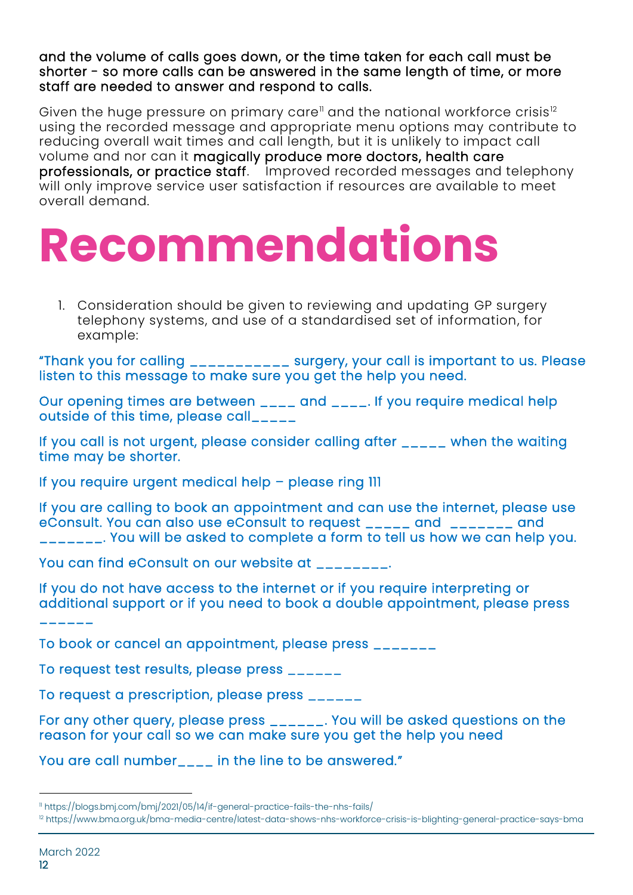and the volume of calls goes down, or the time taken for each call must be shorter - so more calls can be answered in the same length of time, or more staff are needed to answer and respond to calls.

Given the huge pressure on primary care[11] and the national workforce crisis[12] using the recorded message and appropriate menu options may contribute to reducing overall wait times and call length, but it is unlikely to impact call volume and nor can it magically produce more doctors, health care professionals, or practice staff. Improved recorded messages and telephony will only improve service user satisfaction if resources are available to meet overall demand.

# Recommendations

1. Consideration should be given to reviewing and updating GP surgery telephony systems, and use of a standardised set of information, for example:

"Thank you for calling ___________ surgery, your call is important to us. Please listen to this message to make sure you get the help you need.

Our opening times are between ____ and ____. If you require medical help outside of this time, please call_____

If you call is not urgent, please consider calling after _____ when the waiting time may be shorter.

If you require urgent medical help – please ring 111

If you are calling to book an appointment and can use the internet, please use eConsult. You can also use eConsult to request _____ and _______ and _______. You will be asked to complete a form to tell us how we can help you.

You can find eConsult on our website at ________.

If you do not have access to the internet or if you require interpreting or additional support or if you need to book a double appointment, please press ______

To book or cancel an appointment, please press _______

To request test results, please press ______

To request a prescription, please press ______

For any other query, please press ______. You will be asked questions on the reason for your call so we can make sure you get the help you need

You are call number____ in the line to be answered."

[11] https://blogs.bmj.com/bmj/2021/05/14/if-general-practice-fails-the-nhs-fails/

[12] https://www.bma.org.uk/bma-media-centre/latest-data-shows-nhs-workforce-crisis-is-blighting-general-practice-says-bma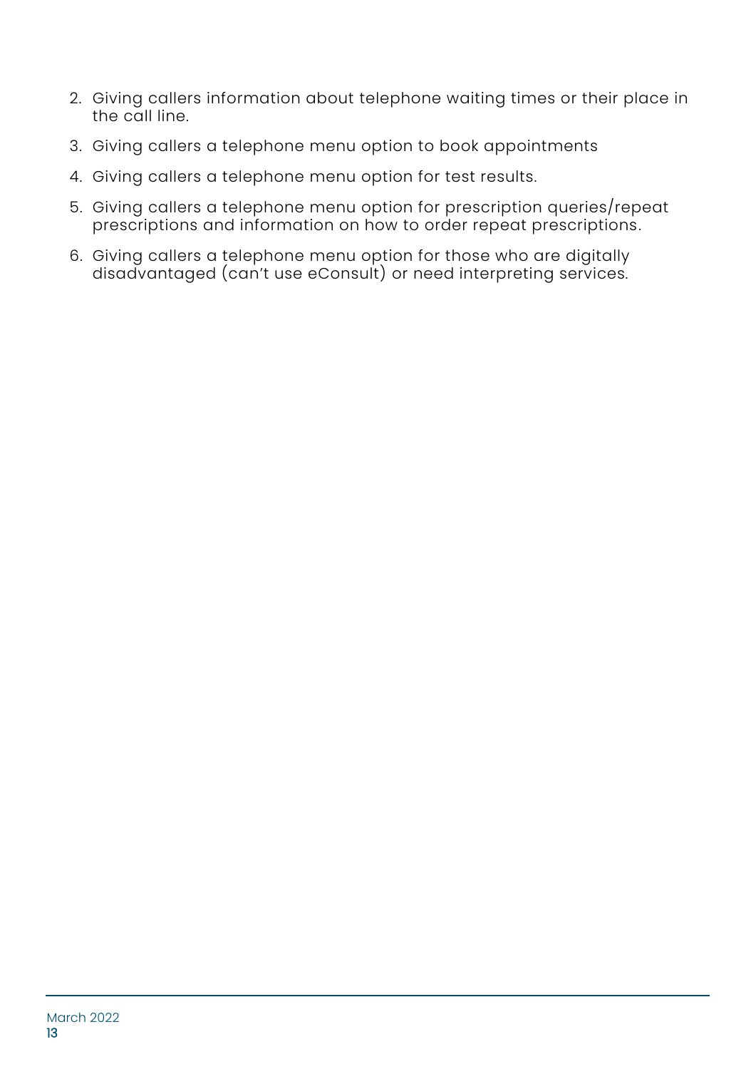2. Giving callers information about telephone waiting times or their place in the call line.
3. Giving callers a telephone menu option to book appointments
4. Giving callers a telephone menu option for test results.
5. Giving callers a telephone menu option for prescription queries/repeat prescriptions and information on how to order repeat prescriptions.
6. Giving callers a telephone menu option for those who are digitally disadvantaged (can't use eConsult) or need interpreting services.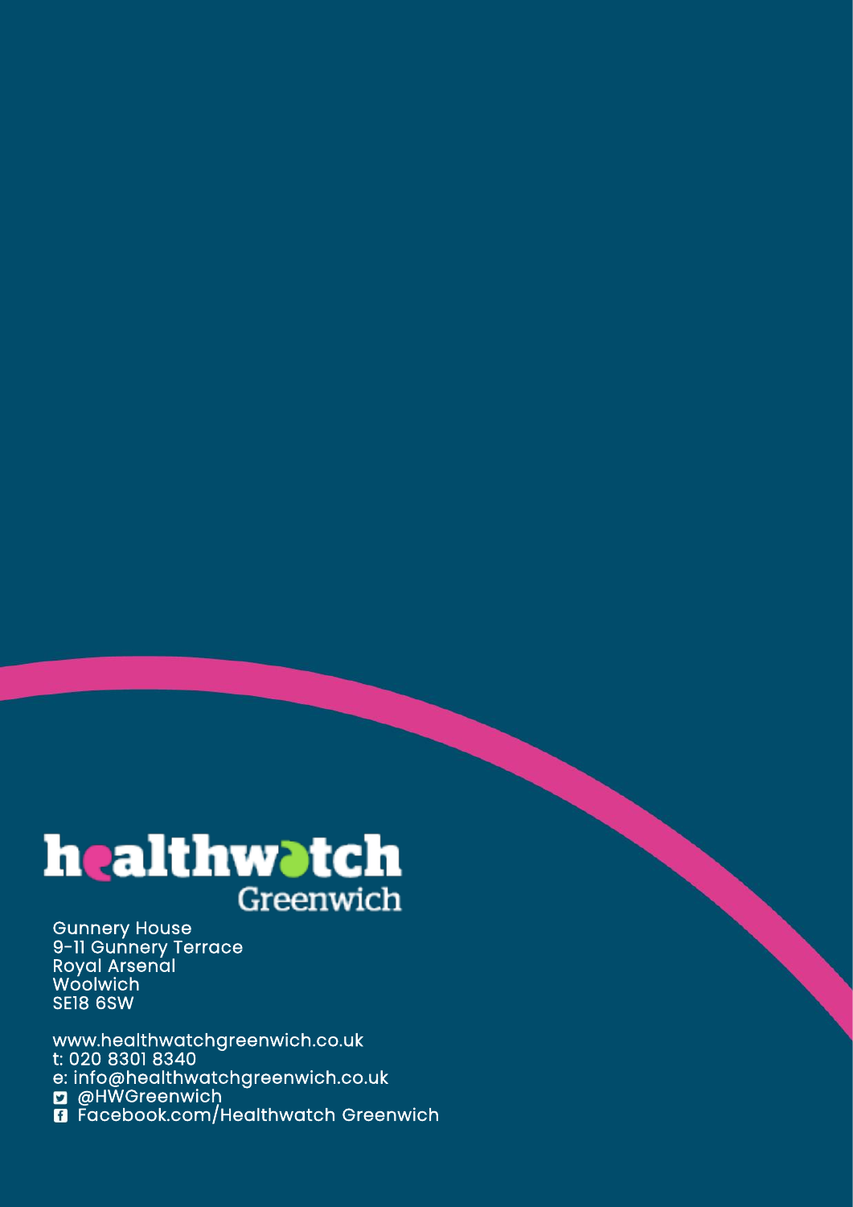healthwatch Greenwich

Gunnery House
9-11 Gunnery Terrace
Royal Arsenal
Woolwich
SE18 6SW

www.healthwatchgreenwich.co.uk
t: 020 8301 8340
e: info@healthwatchgreenwich.co.uk
@HWGreenwich
Facebook.com/Healthwatch Greenwich